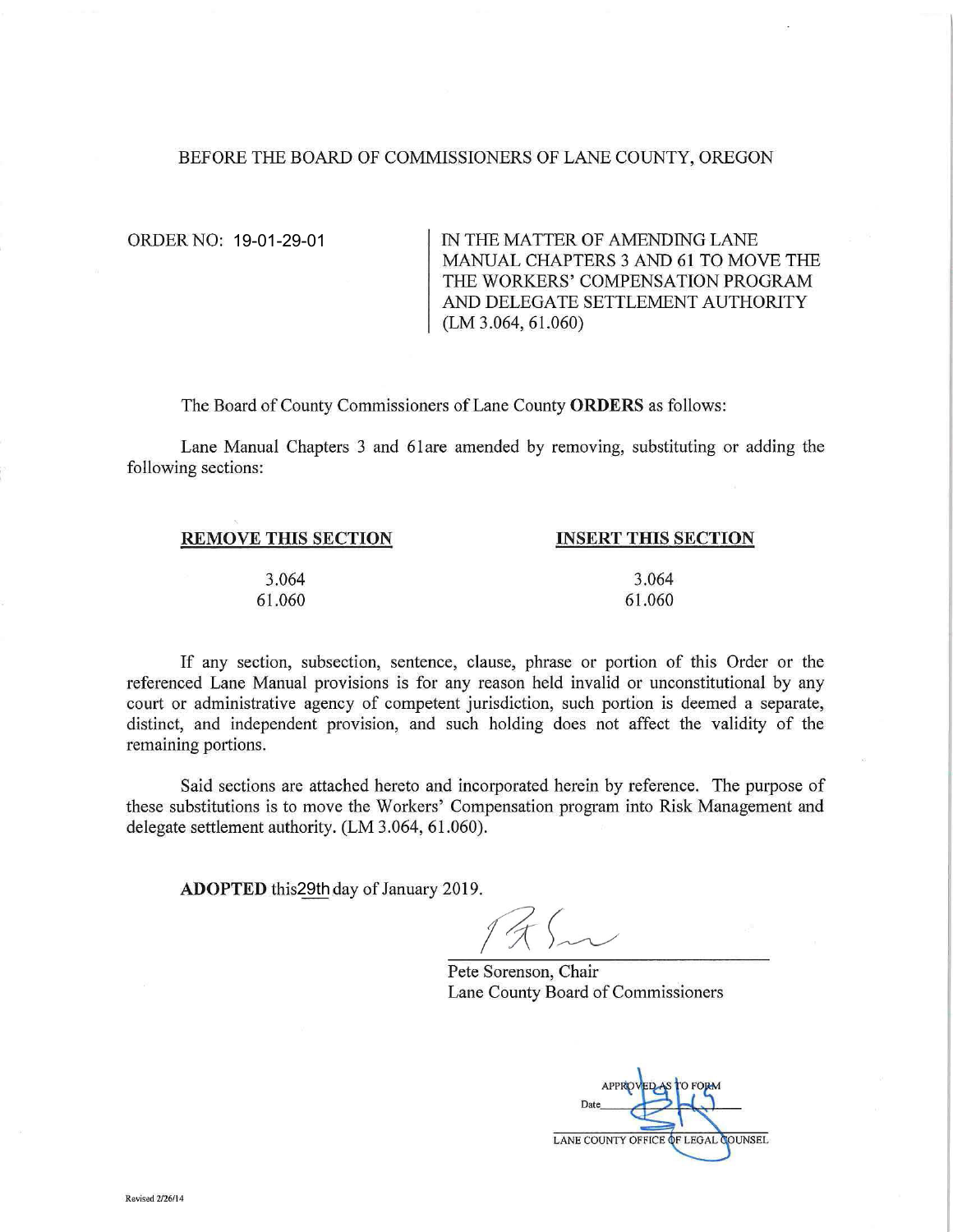BEFORE THE BOARD OF COMMISSIONERS OF LANE COUNTY, OREGON

ORDER NO: 19-01-29-01

IN THE MATTER OF AMENDING LANE MANUAL CHAPTERS 3 AND 61 TO MOVE THE THE WORKERS' COMPENSATION PROGRAM AND DELEGATE SETTLEMENT AUTHORITY (LM 3.064, 61.060)

The Board of County Commissioners of Lane County **ORDERS** as follows:

Lane Manual Chapters 3 and 61are amended by removing, substituting or adding the following sections:

| REMOVE THIS SECTION | INSERT THIS SECTION |
|---|---|
| 3.064 | 3.064 |
| 61.060 | 61.060 |

If any section, subsection, sentence, clause, phrase or portion of this Order or the referenced Lane Manual provisions is for any reason held invalid or unconstitutional by any court or administrative agency of competent jurisdiction, such portion is deemed a separate, distinct, and independent provision, and such holding does not affect the validity of the remaining portions.

Said sections are attached hereto and incorporated herein by reference. The purpose of these substitutions is to move the Workers' Compensation program into Risk Management and delegate settlement authority. (LM 3.064, 61.060).

**ADOPTED** this 29th day of January 2019.

Pete Sorenson, Chair
Lane County Board of Commissioners

APPROVED AS TO FORM
Date 1/31/19
LANE COUNTY OFFICE OF LEGAL COUNSEL

Revised 2/26/14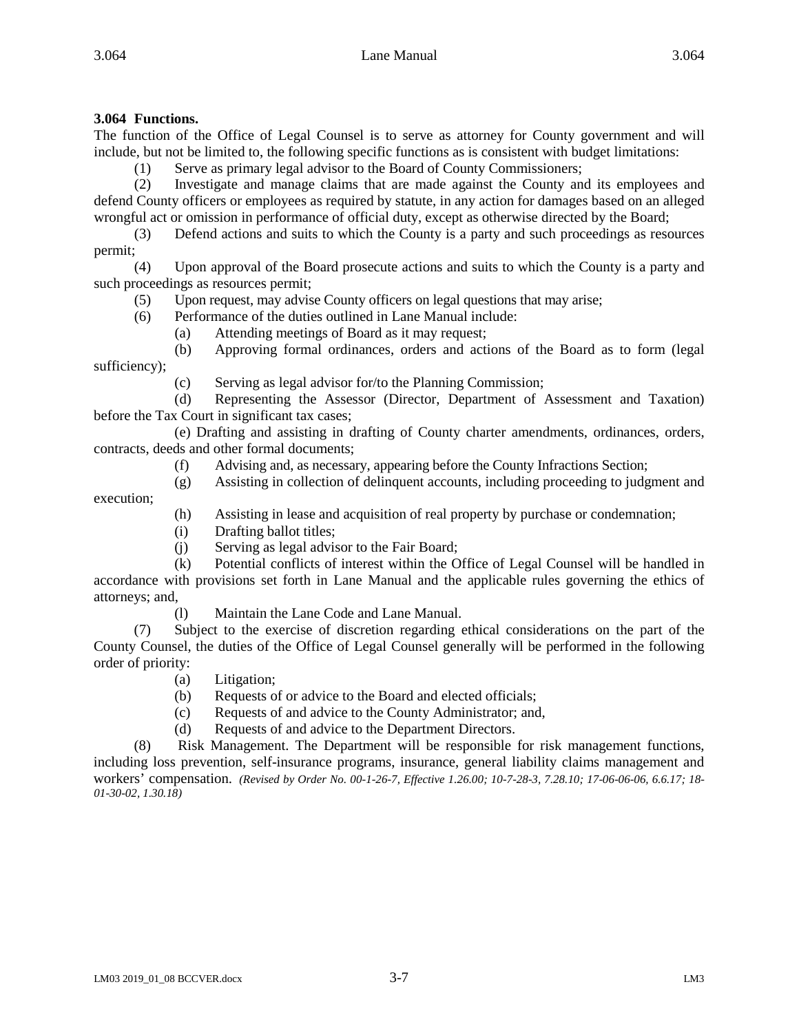**3.064 Functions.**

The function of the Office of Legal Counsel is to serve as attorney for County government and will include, but not be limited to, the following specific functions as is consistent with budget limitations:

(1) Serve as primary legal advisor to the Board of County Commissioners;

(2) Investigate and manage claims that are made against the County and its employees and defend County officers or employees as required by statute, in any action for damages based on an alleged wrongful act or omission in performance of official duty, except as otherwise directed by the Board;

(3) Defend actions and suits to which the County is a party and such proceedings as resources permit;

(4) Upon approval of the Board prosecute actions and suits to which the County is a party and such proceedings as resources permit;

(5) Upon request, may advise County officers on legal questions that may arise;

(6) Performance of the duties outlined in Lane Manual include:

(a) Attending meetings of Board as it may request;

(b) Approving formal ordinances, orders and actions of the Board as to form (legal sufficiency);

(c) Serving as legal advisor for/to the Planning Commission;

(d) Representing the Assessor (Director, Department of Assessment and Taxation) before the Tax Court in significant tax cases;

(e) Drafting and assisting in drafting of County charter amendments, ordinances, orders, contracts, deeds and other formal documents;

(f) Advising and, as necessary, appearing before the County Infractions Section;

(g) Assisting in collection of delinquent accounts, including proceeding to judgment and execution;

(h) Assisting in lease and acquisition of real property by purchase or condemnation;

(i) Drafting ballot titles;

(j) Serving as legal advisor to the Fair Board;

(k) Potential conflicts of interest within the Office of Legal Counsel will be handled in accordance with provisions set forth in Lane Manual and the applicable rules governing the ethics of attorneys; and,

(l) Maintain the Lane Code and Lane Manual.

(7) Subject to the exercise of discretion regarding ethical considerations on the part of the County Counsel, the duties of the Office of Legal Counsel generally will be performed in the following order of priority:

(a) Litigation;

(b) Requests of or advice to the Board and elected officials;

(c) Requests of and advice to the County Administrator; and,

(d) Requests of and advice to the Department Directors.

(8) Risk Management. The Department will be responsible for risk management functions, including loss prevention, self-insurance programs, insurance, general liability claims management and workers' compensation. *(Revised by Order No. 00-1-26-7, Effective 1.26.00; 10-7-28-3, 7.28.10; 17-06-06-06, 6.6.17; 18-01-30-02, 1.30.18)*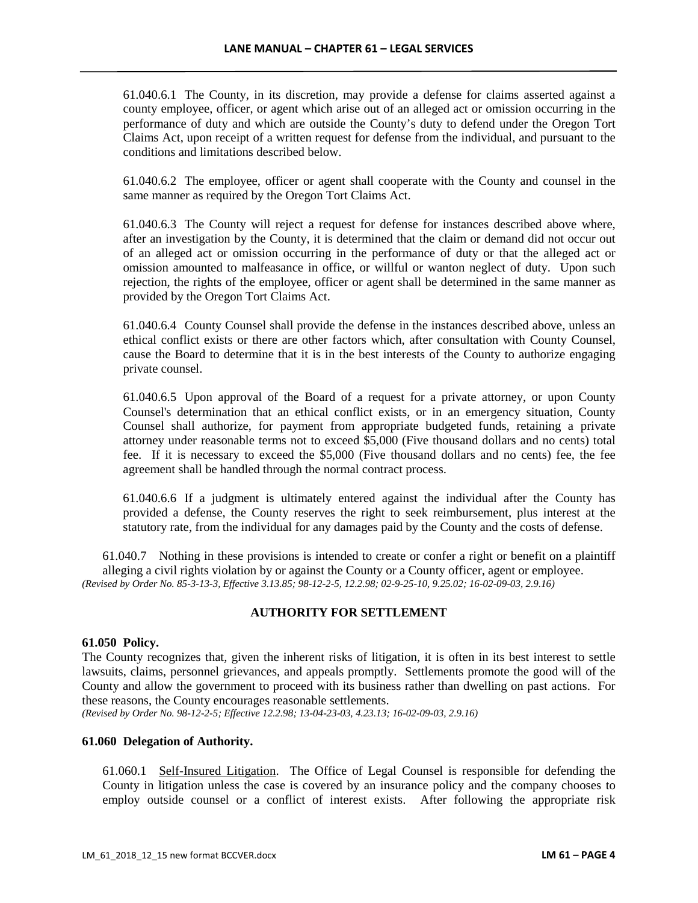61.040.6.1 The County, in its discretion, may provide a defense for claims asserted against a county employee, officer, or agent which arise out of an alleged act or omission occurring in the performance of duty and which are outside the County's duty to defend under the Oregon Tort Claims Act, upon receipt of a written request for defense from the individual, and pursuant to the conditions and limitations described below.

61.040.6.2 The employee, officer or agent shall cooperate with the County and counsel in the same manner as required by the Oregon Tort Claims Act.

61.040.6.3 The County will reject a request for defense for instances described above where, after an investigation by the County, it is determined that the claim or demand did not occur out of an alleged act or omission occurring in the performance of duty or that the alleged act or omission amounted to malfeasance in office, or willful or wanton neglect of duty. Upon such rejection, the rights of the employee, officer or agent shall be determined in the same manner as provided by the Oregon Tort Claims Act.

61.040.6.4 County Counsel shall provide the defense in the instances described above, unless an ethical conflict exists or there are other factors which, after consultation with County Counsel, cause the Board to determine that it is in the best interests of the County to authorize engaging private counsel.

61.040.6.5 Upon approval of the Board of a request for a private attorney, or upon County Counsel's determination that an ethical conflict exists, or in an emergency situation, County Counsel shall authorize, for payment from appropriate budgeted funds, retaining a private attorney under reasonable terms not to exceed $5,000 (Five thousand dollars and no cents) total fee. If it is necessary to exceed the $5,000 (Five thousand dollars and no cents) fee, the fee agreement shall be handled through the normal contract process.

61.040.6.6 If a judgment is ultimately entered against the individual after the County has provided a defense, the County reserves the right to seek reimbursement, plus interest at the statutory rate, from the individual for any damages paid by the County and the costs of defense.

61.040.7 Nothing in these provisions is intended to create or confer a right or benefit on a plaintiff alleging a civil rights violation by or against the County or a County officer, agent or employee.
*(Revised by Order No. 85-3-13-3, Effective 3.13.85; 98-12-2-5, 12.2.98; 02-9-25-10, 9.25.02; 16-02-09-03, 2.9.16)*

## AUTHORITY FOR SETTLEMENT

**61.050 Policy.**
The County recognizes that, given the inherent risks of litigation, it is often in its best interest to settle lawsuits, claims, personnel grievances, and appeals promptly. Settlements promote the good will of the County and allow the government to proceed with its business rather than dwelling on past actions. For these reasons, the County encourages reasonable settlements.
*(Revised by Order No. 98-12-2-5; Effective 12.2.98; 13-04-23-03, 4.23.13; 16-02-09-03, 2.9.16)*

**61.060 Delegation of Authority.**

61.060.1 Self-Insured Litigation. The Office of Legal Counsel is responsible for defending the County in litigation unless the case is covered by an insurance policy and the company chooses to employ outside counsel or a conflict of interest exists. After following the appropriate risk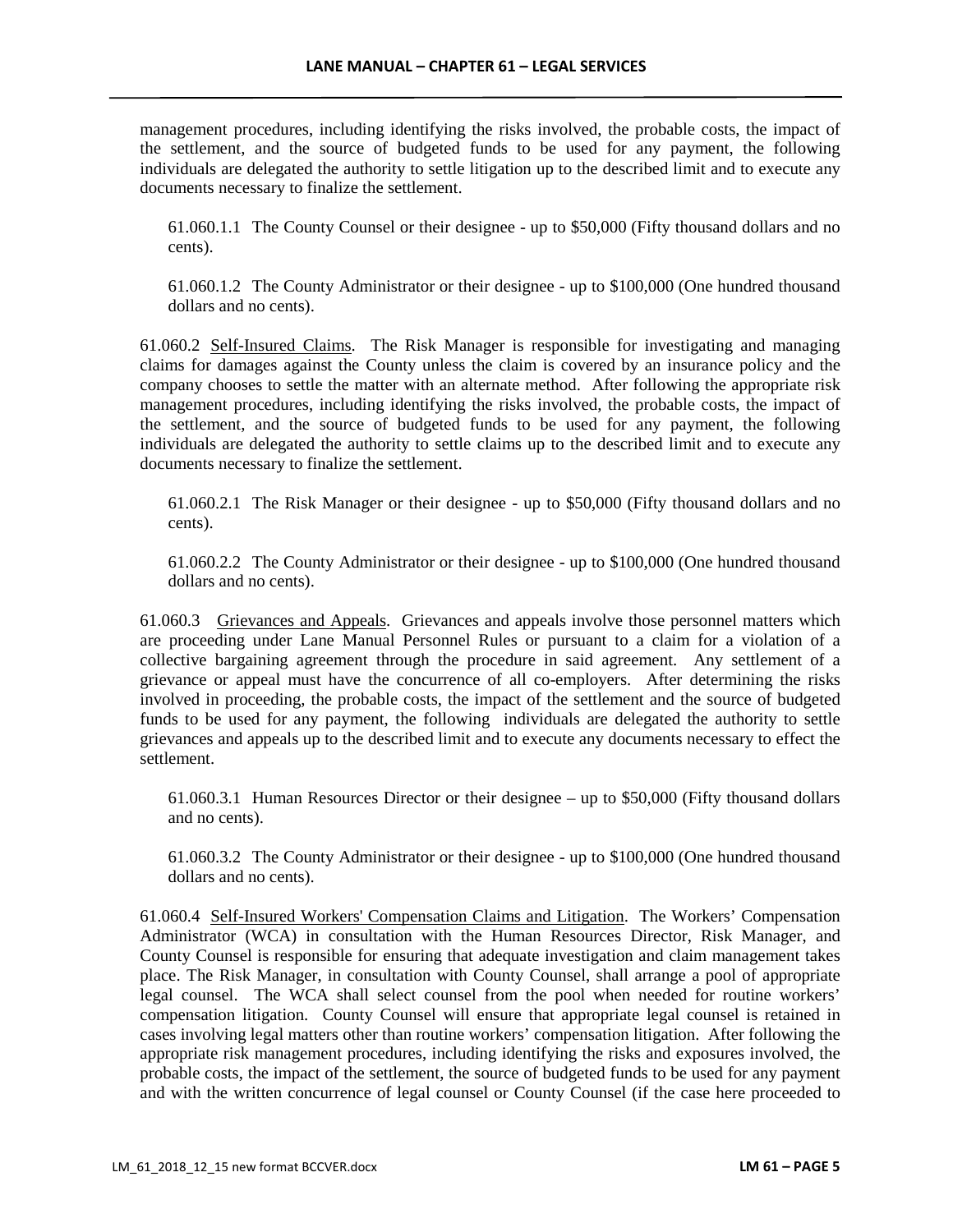management procedures, including identifying the risks involved, the probable costs, the impact of the settlement, and the source of budgeted funds to be used for any payment, the following individuals are delegated the authority to settle litigation up to the described limit and to execute any documents necessary to finalize the settlement.

61.060.1.1 The County Counsel or their designee - up to $50,000 (Fifty thousand dollars and no cents).

61.060.1.2 The County Administrator or their designee - up to $100,000 (One hundred thousand dollars and no cents).

61.060.2 Self-Insured Claims. The Risk Manager is responsible for investigating and managing claims for damages against the County unless the claim is covered by an insurance policy and the company chooses to settle the matter with an alternate method. After following the appropriate risk management procedures, including identifying the risks involved, the probable costs, the impact of the settlement, and the source of budgeted funds to be used for any payment, the following individuals are delegated the authority to settle claims up to the described limit and to execute any documents necessary to finalize the settlement.

61.060.2.1 The Risk Manager or their designee - up to $50,000 (Fifty thousand dollars and no cents).

61.060.2.2 The County Administrator or their designee - up to $100,000 (One hundred thousand dollars and no cents).

61.060.3 Grievances and Appeals. Grievances and appeals involve those personnel matters which are proceeding under Lane Manual Personnel Rules or pursuant to a claim for a violation of a collective bargaining agreement through the procedure in said agreement. Any settlement of a grievance or appeal must have the concurrence of all co-employers. After determining the risks involved in proceeding, the probable costs, the impact of the settlement and the source of budgeted funds to be used for any payment, the following individuals are delegated the authority to settle grievances and appeals up to the described limit and to execute any documents necessary to effect the settlement.

61.060.3.1 Human Resources Director or their designee – up to $50,000 (Fifty thousand dollars and no cents).

61.060.3.2 The County Administrator or their designee - up to $100,000 (One hundred thousand dollars and no cents).

61.060.4 Self-Insured Workers' Compensation Claims and Litigation. The Workers' Compensation Administrator (WCA) in consultation with the Human Resources Director, Risk Manager, and County Counsel is responsible for ensuring that adequate investigation and claim management takes place. The Risk Manager, in consultation with County Counsel, shall arrange a pool of appropriate legal counsel. The WCA shall select counsel from the pool when needed for routine workers' compensation litigation. County Counsel will ensure that appropriate legal counsel is retained in cases involving legal matters other than routine workers' compensation litigation. After following the appropriate risk management procedures, including identifying the risks and exposures involved, the probable costs, the impact of the settlement, the source of budgeted funds to be used for any payment and with the written concurrence of legal counsel or County Counsel (if the case here proceeded to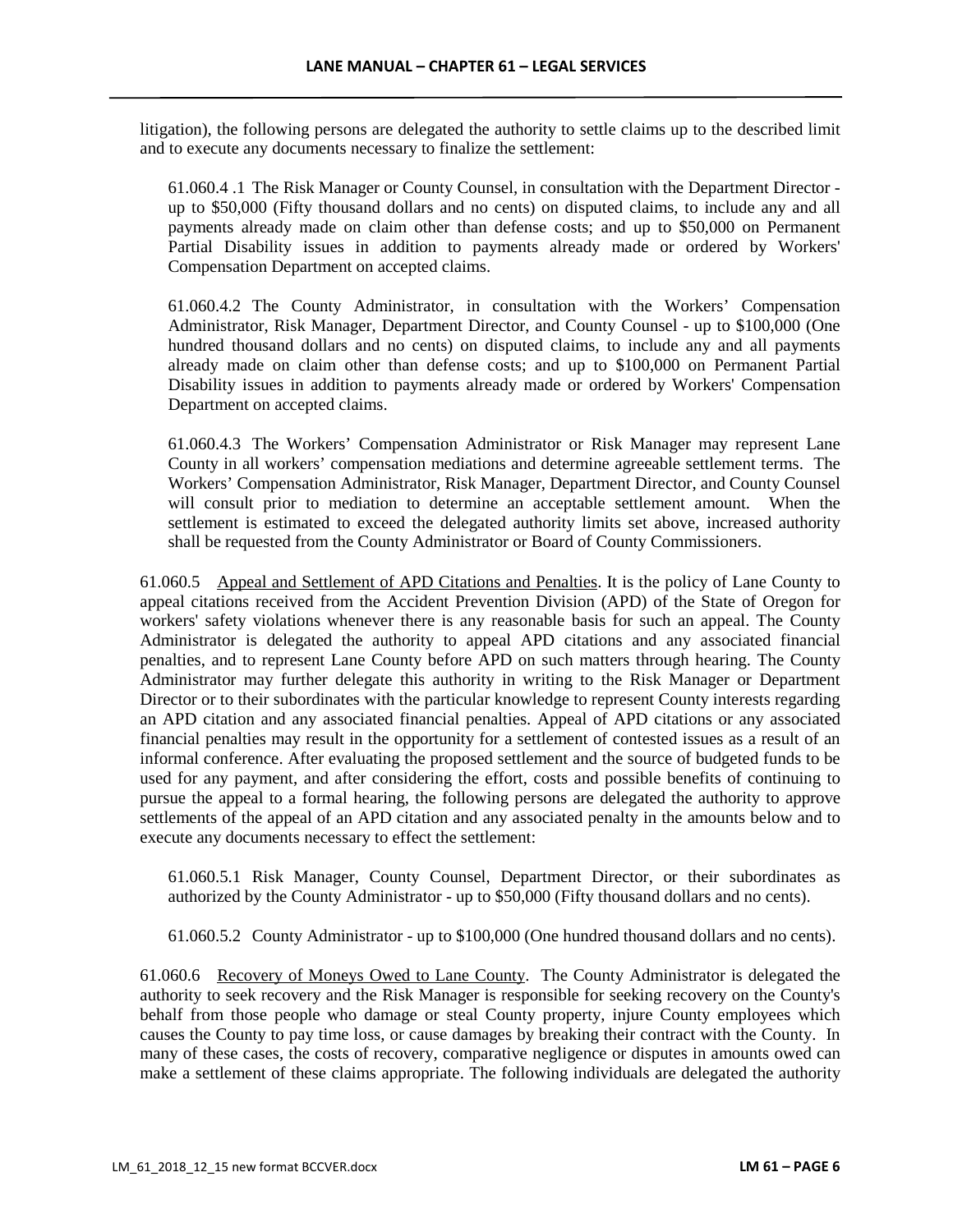litigation), the following persons are delegated the authority to settle claims up to the described limit and to execute any documents necessary to finalize the settlement:

61.060.4 .1 The Risk Manager or County Counsel, in consultation with the Department Director - up to $50,000 (Fifty thousand dollars and no cents) on disputed claims, to include any and all payments already made on claim other than defense costs; and up to $50,000 on Permanent Partial Disability issues in addition to payments already made or ordered by Workers' Compensation Department on accepted claims.

61.060.4.2 The County Administrator, in consultation with the Workers' Compensation Administrator, Risk Manager, Department Director, and County Counsel - up to $100,000 (One hundred thousand dollars and no cents) on disputed claims, to include any and all payments already made on claim other than defense costs; and up to $100,000 on Permanent Partial Disability issues in addition to payments already made or ordered by Workers' Compensation Department on accepted claims.

61.060.4.3 The Workers' Compensation Administrator or Risk Manager may represent Lane County in all workers' compensation mediations and determine agreeable settlement terms. The Workers' Compensation Administrator, Risk Manager, Department Director, and County Counsel will consult prior to mediation to determine an acceptable settlement amount. When the settlement is estimated to exceed the delegated authority limits set above, increased authority shall be requested from the County Administrator or Board of County Commissioners.

61.060.5 Appeal and Settlement of APD Citations and Penalties. It is the policy of Lane County to appeal citations received from the Accident Prevention Division (APD) of the State of Oregon for workers' safety violations whenever there is any reasonable basis for such an appeal. The County Administrator is delegated the authority to appeal APD citations and any associated financial penalties, and to represent Lane County before APD on such matters through hearing. The County Administrator may further delegate this authority in writing to the Risk Manager or Department Director or to their subordinates with the particular knowledge to represent County interests regarding an APD citation and any associated financial penalties. Appeal of APD citations or any associated financial penalties may result in the opportunity for a settlement of contested issues as a result of an informal conference. After evaluating the proposed settlement and the source of budgeted funds to be used for any payment, and after considering the effort, costs and possible benefits of continuing to pursue the appeal to a formal hearing, the following persons are delegated the authority to approve settlements of the appeal of an APD citation and any associated penalty in the amounts below and to execute any documents necessary to effect the settlement:

61.060.5.1 Risk Manager, County Counsel, Department Director, or their subordinates as authorized by the County Administrator - up to $50,000 (Fifty thousand dollars and no cents).

61.060.5.2 County Administrator - up to $100,000 (One hundred thousand dollars and no cents).

61.060.6 Recovery of Moneys Owed to Lane County. The County Administrator is delegated the authority to seek recovery and the Risk Manager is responsible for seeking recovery on the County's behalf from those people who damage or steal County property, injure County employees which causes the County to pay time loss, or cause damages by breaking their contract with the County. In many of these cases, the costs of recovery, comparative negligence or disputes in amounts owed can make a settlement of these claims appropriate. The following individuals are delegated the authority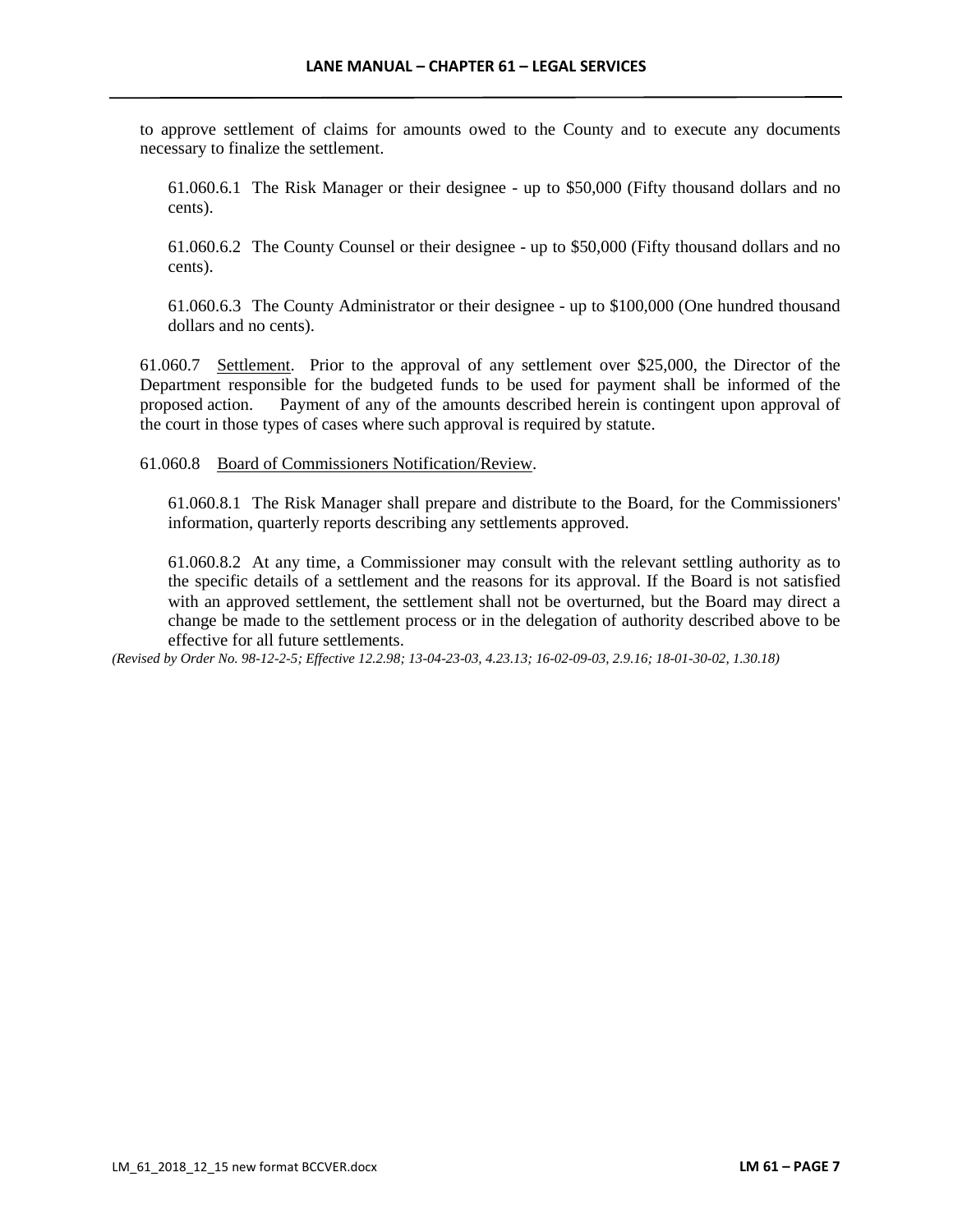to approve settlement of claims for amounts owed to the County and to execute any documents necessary to finalize the settlement.

61.060.6.1 The Risk Manager or their designee - up to $50,000 (Fifty thousand dollars and no cents).

61.060.6.2 The County Counsel or their designee - up to $50,000 (Fifty thousand dollars and no cents).

61.060.6.3 The County Administrator or their designee - up to $100,000 (One hundred thousand dollars and no cents).

61.060.7 Settlement. Prior to the approval of any settlement over $25,000, the Director of the Department responsible for the budgeted funds to be used for payment shall be informed of the proposed action. Payment of any of the amounts described herein is contingent upon approval of the court in those types of cases where such approval is required by statute.

61.060.8 Board of Commissioners Notification/Review.

61.060.8.1 The Risk Manager shall prepare and distribute to the Board, for the Commissioners' information, quarterly reports describing any settlements approved.

61.060.8.2 At any time, a Commissioner may consult with the relevant settling authority as to the specific details of a settlement and the reasons for its approval. If the Board is not satisfied with an approved settlement, the settlement shall not be overturned, but the Board may direct a change be made to the settlement process or in the delegation of authority described above to be effective for all future settlements.

*(Revised by Order No. 98-12-2-5; Effective 12.2.98; 13-04-23-03, 4.23.13; 16-02-09-03, 2.9.16; 18-01-30-02, 1.30.18)*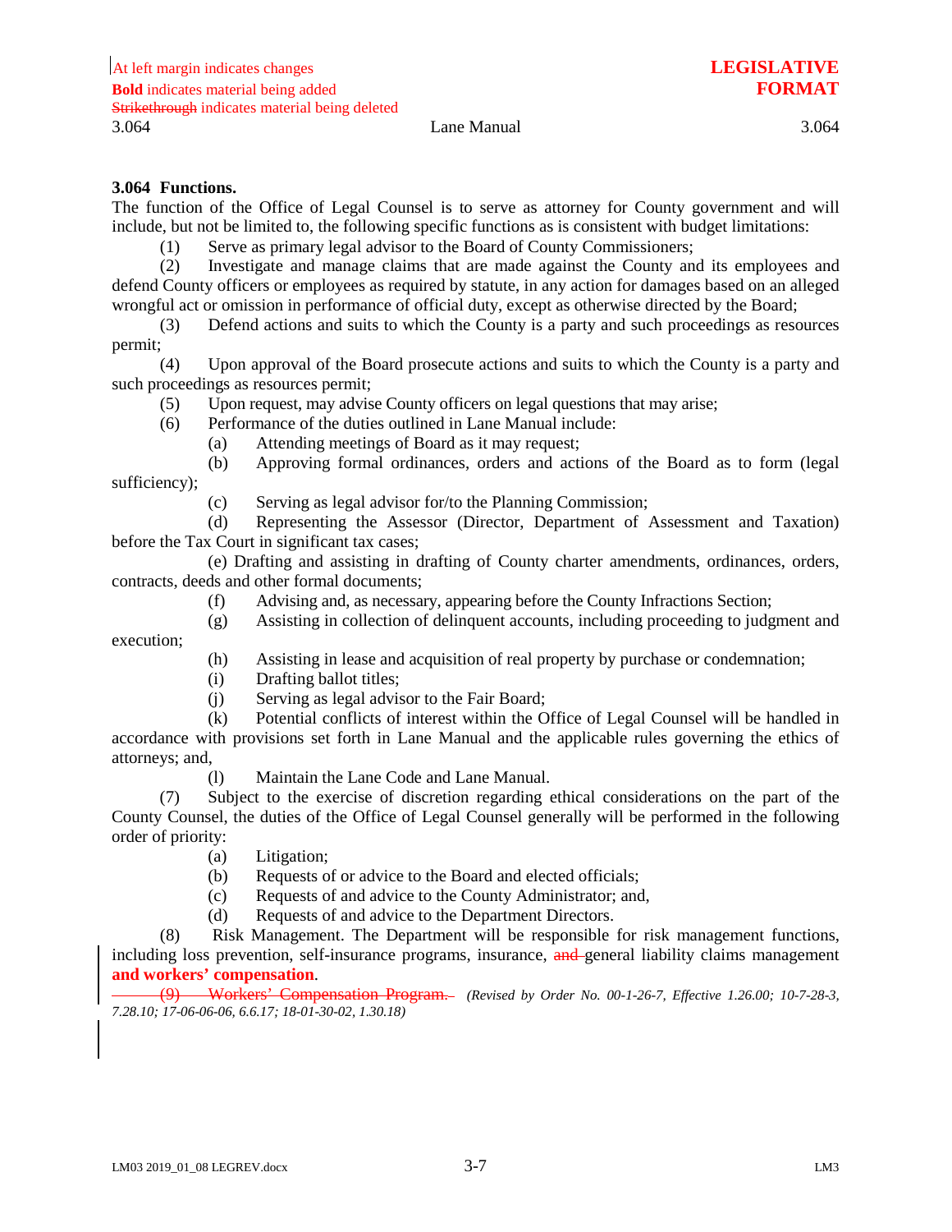At left margin indicates changes
**Bold** indicates material being added
~~Strikethrough~~ indicates material being deleted

**LEGISLATIVE FORMAT**

### 3.064 Functions.

The function of the Office of Legal Counsel is to serve as attorney for County government and will include, but not be limited to, the following specific functions as is consistent with budget limitations:

(1) Serve as primary legal advisor to the Board of County Commissioners;

(2) Investigate and manage claims that are made against the County and its employees and defend County officers or employees as required by statute, in any action for damages based on an alleged wrongful act or omission in performance of official duty, except as otherwise directed by the Board;

(3) Defend actions and suits to which the County is a party and such proceedings as resources permit;

(4) Upon approval of the Board prosecute actions and suits to which the County is a party and such proceedings as resources permit;

(5) Upon request, may advise County officers on legal questions that may arise;

(6) Performance of the duties outlined in Lane Manual include:

(a) Attending meetings of Board as it may request;

(b) Approving formal ordinances, orders and actions of the Board as to form (legal sufficiency);

(c) Serving as legal advisor for/to the Planning Commission;

(d) Representing the Assessor (Director, Department of Assessment and Taxation) before the Tax Court in significant tax cases;

(e) Drafting and assisting in drafting of County charter amendments, ordinances, orders, contracts, deeds and other formal documents;

(f) Advising and, as necessary, appearing before the County Infractions Section;

(g) Assisting in collection of delinquent accounts, including proceeding to judgment and execution;

(h) Assisting in lease and acquisition of real property by purchase or condemnation;

(i) Drafting ballot titles;

(j) Serving as legal advisor to the Fair Board;

(k) Potential conflicts of interest within the Office of Legal Counsel will be handled in accordance with provisions set forth in Lane Manual and the applicable rules governing the ethics of attorneys; and,

(l) Maintain the Lane Code and Lane Manual.

(7) Subject to the exercise of discretion regarding ethical considerations on the part of the County Counsel, the duties of the Office of Legal Counsel generally will be performed in the following order of priority:

(a) Litigation;

(b) Requests of or advice to the Board and elected officials;

(c) Requests of and advice to the County Administrator; and,

(d) Requests of and advice to the Department Directors.

(8) Risk Management. The Department will be responsible for risk management functions, including loss prevention, self-insurance programs, insurance, ~~and~~ general liability claims management **and workers' compensation**.

~~(9) Workers' Compensation Program.~~ *(Revised by Order No. 00-1-26-7, Effective 1.26.00; 10-7-28-3, 7.28.10; 17-06-06-06, 6.6.17; 18-01-30-02, 1.30.18)*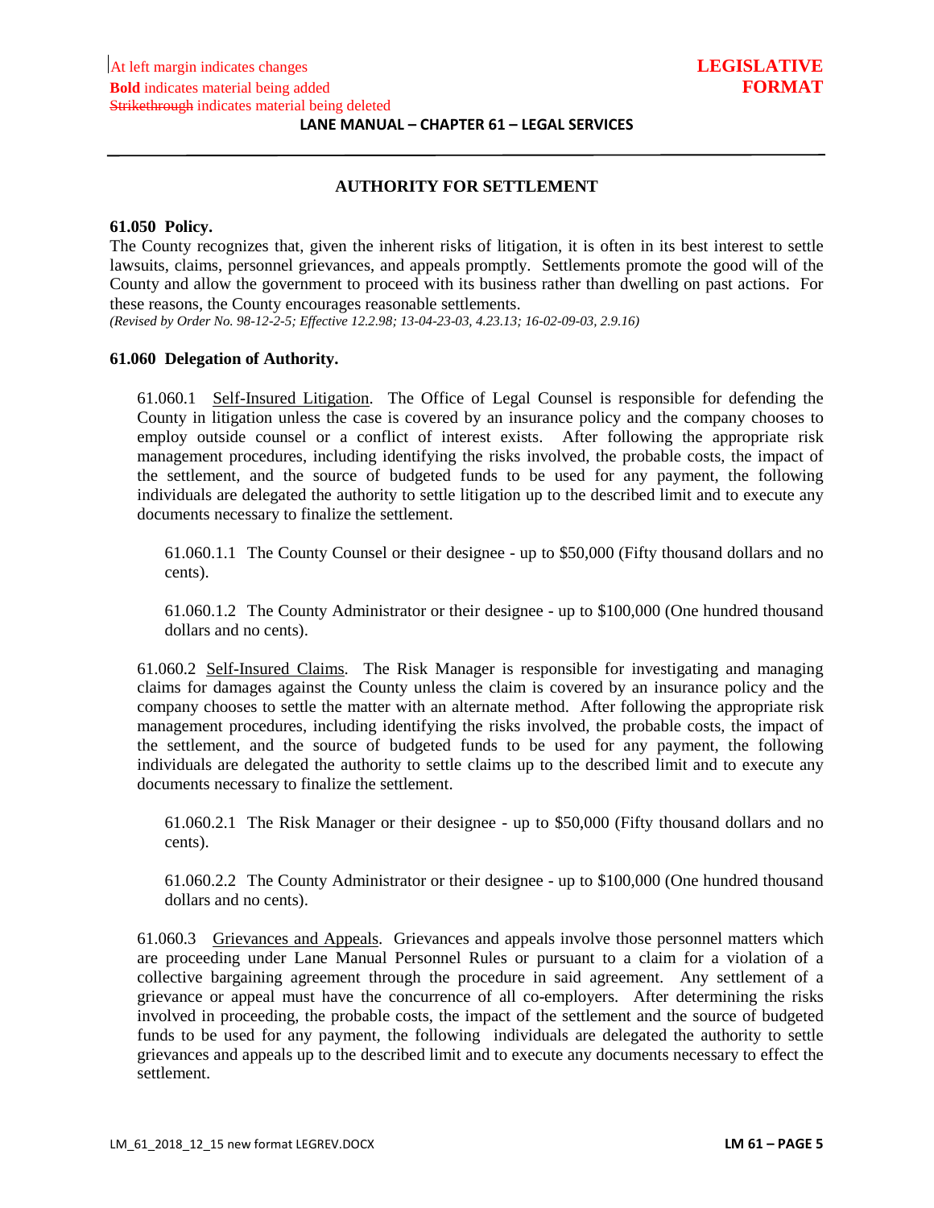## AUTHORITY FOR SETTLEMENT

### 61.050 Policy.

The County recognizes that, given the inherent risks of litigation, it is often in its best interest to settle lawsuits, claims, personnel grievances, and appeals promptly. Settlements promote the good will of the County and allow the government to proceed with its business rather than dwelling on past actions. For these reasons, the County encourages reasonable settlements.

*(Revised by Order No. 98-12-2-5; Effective 12.2.98; 13-04-23-03, 4.23.13; 16-02-09-03, 2.9.16)*

### 61.060 Delegation of Authority.

61.060.1 Self-Insured Litigation. The Office of Legal Counsel is responsible for defending the County in litigation unless the case is covered by an insurance policy and the company chooses to employ outside counsel or a conflict of interest exists. After following the appropriate risk management procedures, including identifying the risks involved, the probable costs, the impact of the settlement, and the source of budgeted funds to be used for any payment, the following individuals are delegated the authority to settle litigation up to the described limit and to execute any documents necessary to finalize the settlement.

61.060.1.1 The County Counsel or their designee - up to $50,000 (Fifty thousand dollars and no cents).

61.060.1.2 The County Administrator or their designee - up to $100,000 (One hundred thousand dollars and no cents).

61.060.2 Self-Insured Claims. The Risk Manager is responsible for investigating and managing claims for damages against the County unless the claim is covered by an insurance policy and the company chooses to settle the matter with an alternate method. After following the appropriate risk management procedures, including identifying the risks involved, the probable costs, the impact of the settlement, and the source of budgeted funds to be used for any payment, the following individuals are delegated the authority to settle claims up to the described limit and to execute any documents necessary to finalize the settlement.

61.060.2.1 The Risk Manager or their designee - up to $50,000 (Fifty thousand dollars and no cents).

61.060.2.2 The County Administrator or their designee - up to $100,000 (One hundred thousand dollars and no cents).

61.060.3 Grievances and Appeals. Grievances and appeals involve those personnel matters which are proceeding under Lane Manual Personnel Rules or pursuant to a claim for a violation of a collective bargaining agreement through the procedure in said agreement. Any settlement of a grievance or appeal must have the concurrence of all co-employers. After determining the risks involved in proceeding, the probable costs, the impact of the settlement and the source of budgeted funds to be used for any payment, the following individuals are delegated the authority to settle grievances and appeals up to the described limit and to execute any documents necessary to effect the settlement.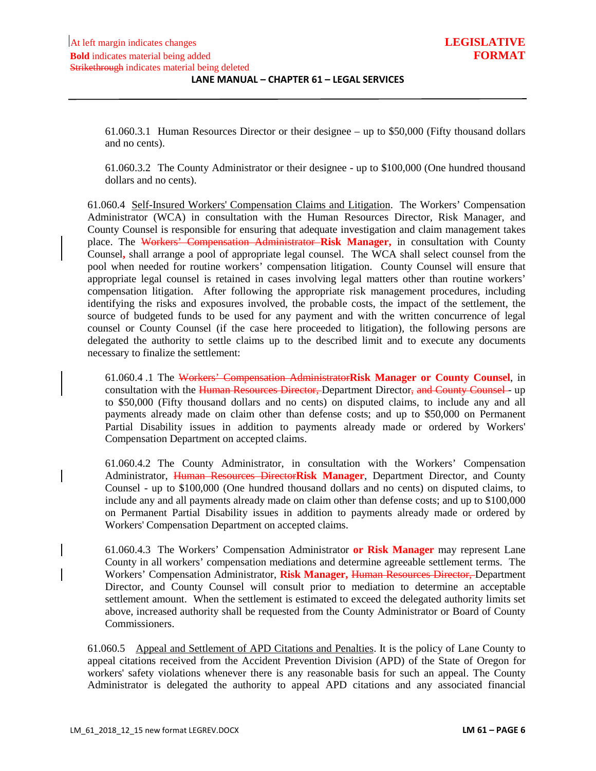61.060.3.1 Human Resources Director or their designee – up to $50,000 (Fifty thousand dollars and no cents).

61.060.3.2 The County Administrator or their designee - up to $100,000 (One hundred thousand dollars and no cents).

61.060.4 Self-Insured Workers' Compensation Claims and Litigation. The Workers' Compensation Administrator (WCA) in consultation with the Human Resources Director, Risk Manager, and County Counsel is responsible for ensuring that adequate investigation and claim management takes place. The ~~Workers' Compensation Administrator~~ **Risk Manager,** in consultation with County Counsel**,** shall arrange a pool of appropriate legal counsel. The WCA shall select counsel from the pool when needed for routine workers' compensation litigation. County Counsel will ensure that appropriate legal counsel is retained in cases involving legal matters other than routine workers' compensation litigation. After following the appropriate risk management procedures, including identifying the risks and exposures involved, the probable costs, the impact of the settlement, the source of budgeted funds to be used for any payment and with the written concurrence of legal counsel or County Counsel (if the case here proceeded to litigation), the following persons are delegated the authority to settle claims up to the described limit and to execute any documents necessary to finalize the settlement:

61.060.4 .1 The ~~Workers' Compensation Administrator~~**Risk Manager or County Counsel**, in consultation with the ~~Human Resources Director,~~ Department Director~~, and County Counsel~~ - up to $50,000 (Fifty thousand dollars and no cents) on disputed claims, to include any and all payments already made on claim other than defense costs; and up to $50,000 on Permanent Partial Disability issues in addition to payments already made or ordered by Workers' Compensation Department on accepted claims.

61.060.4.2 The County Administrator, in consultation with the Workers' Compensation Administrator, ~~Human Resources Director~~**Risk Manager**, Department Director, and County Counsel - up to $100,000 (One hundred thousand dollars and no cents) on disputed claims, to include any and all payments already made on claim other than defense costs; and up to $100,000 on Permanent Partial Disability issues in addition to payments already made or ordered by Workers' Compensation Department on accepted claims.

61.060.4.3 The Workers' Compensation Administrator **or Risk Manager** may represent Lane County in all workers' compensation mediations and determine agreeable settlement terms. The Workers' Compensation Administrator, **Risk Manager,** ~~Human Resources Director,~~ Department Director, and County Counsel will consult prior to mediation to determine an acceptable settlement amount. When the settlement is estimated to exceed the delegated authority limits set above, increased authority shall be requested from the County Administrator or Board of County Commissioners.

61.060.5 Appeal and Settlement of APD Citations and Penalties. It is the policy of Lane County to appeal citations received from the Accident Prevention Division (APD) of the State of Oregon for workers' safety violations whenever there is any reasonable basis for such an appeal. The County Administrator is delegated the authority to appeal APD citations and any associated financial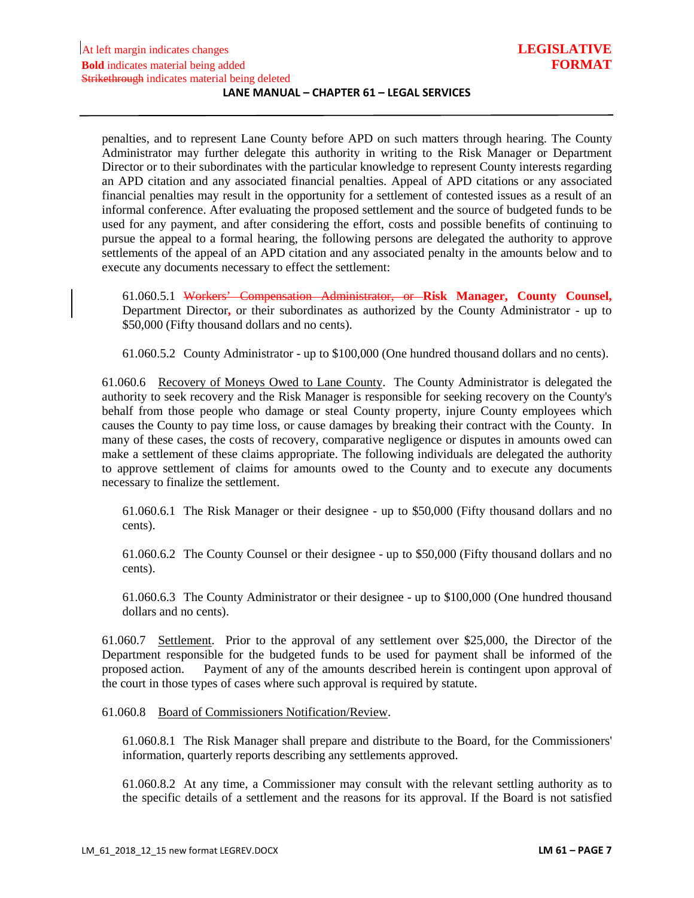penalties, and to represent Lane County before APD on such matters through hearing. The County Administrator may further delegate this authority in writing to the Risk Manager or Department Director or to their subordinates with the particular knowledge to represent County interests regarding an APD citation and any associated financial penalties. Appeal of APD citations or any associated financial penalties may result in the opportunity for a settlement of contested issues as a result of an informal conference. After evaluating the proposed settlement and the source of budgeted funds to be used for any payment, and after considering the effort, costs and possible benefits of continuing to pursue the appeal to a formal hearing, the following persons are delegated the authority to approve settlements of the appeal of an APD citation and any associated penalty in the amounts below and to execute any documents necessary to effect the settlement:

61.060.5.1 ~~Workers' Compensation Administrator, or~~ **Risk Manager, County Counsel,** Department Director**,** or their subordinates as authorized by the County Administrator - up to $50,000 (Fifty thousand dollars and no cents).

61.060.5.2 County Administrator - up to $100,000 (One hundred thousand dollars and no cents).

61.060.6 Recovery of Moneys Owed to Lane County. The County Administrator is delegated the authority to seek recovery and the Risk Manager is responsible for seeking recovery on the County's behalf from those people who damage or steal County property, injure County employees which causes the County to pay time loss, or cause damages by breaking their contract with the County. In many of these cases, the costs of recovery, comparative negligence or disputes in amounts owed can make a settlement of these claims appropriate. The following individuals are delegated the authority to approve settlement of claims for amounts owed to the County and to execute any documents necessary to finalize the settlement.

61.060.6.1 The Risk Manager or their designee - up to $50,000 (Fifty thousand dollars and no cents).

61.060.6.2 The County Counsel or their designee - up to $50,000 (Fifty thousand dollars and no cents).

61.060.6.3 The County Administrator or their designee - up to $100,000 (One hundred thousand dollars and no cents).

61.060.7 Settlement. Prior to the approval of any settlement over $25,000, the Director of the Department responsible for the budgeted funds to be used for payment shall be informed of the proposed action. Payment of any of the amounts described herein is contingent upon approval of the court in those types of cases where such approval is required by statute.

61.060.8 Board of Commissioners Notification/Review.

61.060.8.1 The Risk Manager shall prepare and distribute to the Board, for the Commissioners' information, quarterly reports describing any settlements approved.

61.060.8.2 At any time, a Commissioner may consult with the relevant settling authority as to the specific details of a settlement and the reasons for its approval. If the Board is not satisfied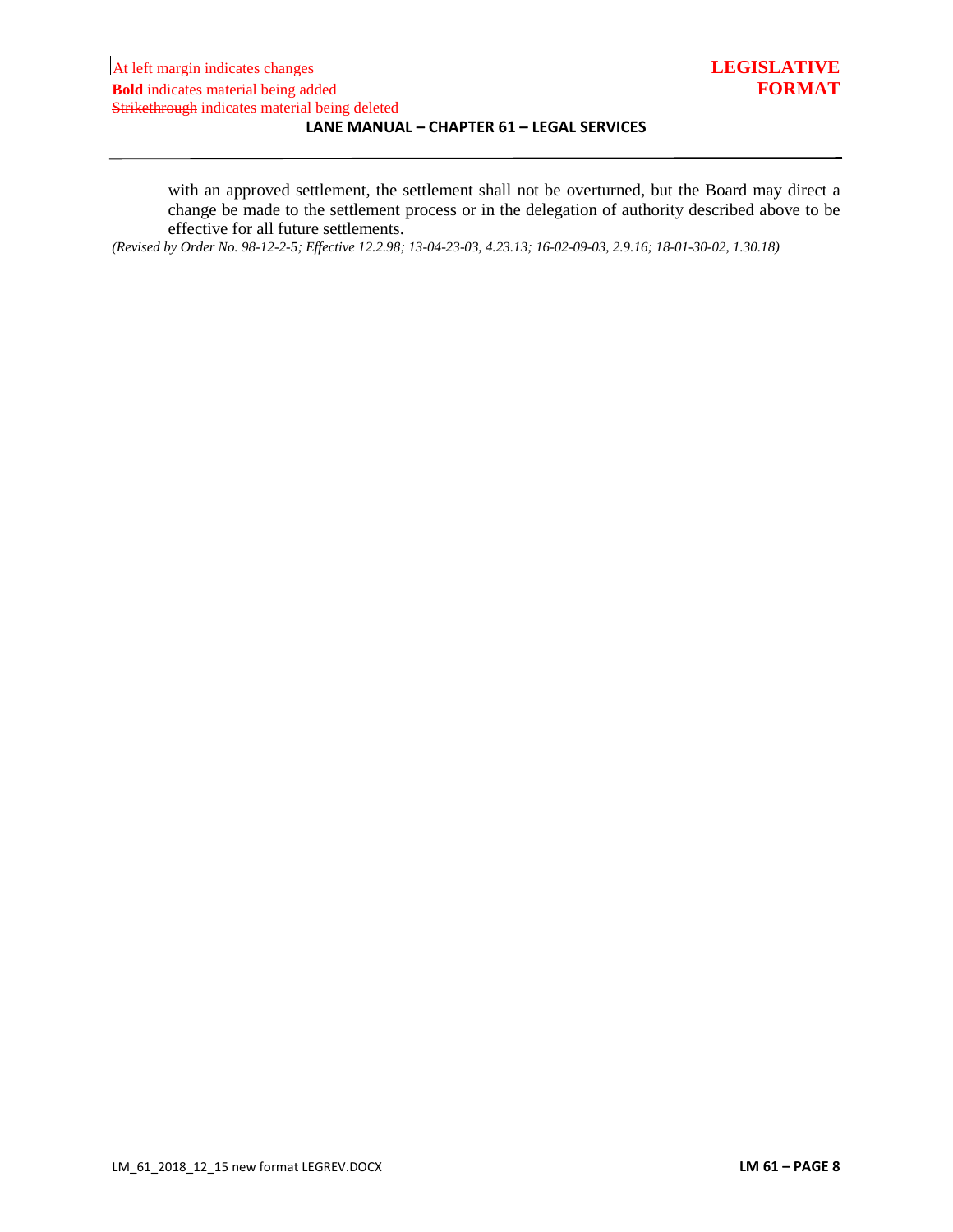with an approved settlement, the settlement shall not be overturned, but the Board may direct a change be made to the settlement process or in the delegation of authority described above to be effective for all future settlements.

*(Revised by Order No. 98-12-2-5; Effective 12.2.98; 13-04-23-03, 4.23.13; 16-02-09-03, 2.9.16; 18-01-30-02, 1.30.18)*